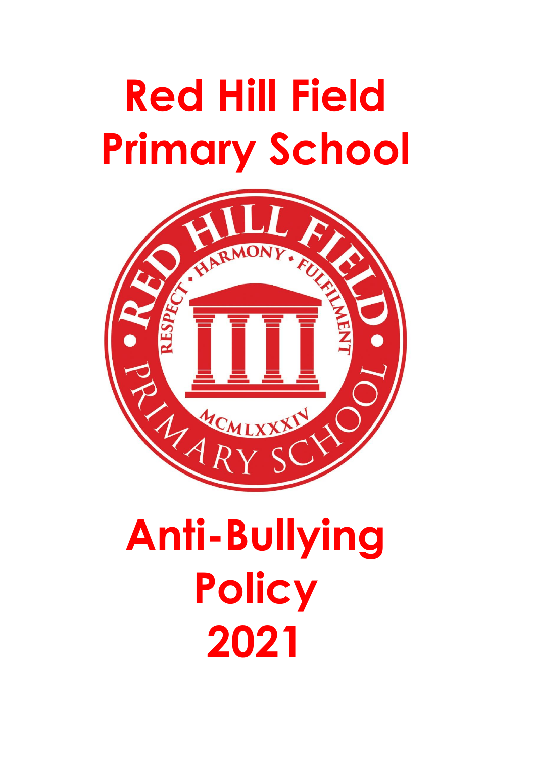# Red Hill Field Primary School

# Anti-Bullying Policy 2021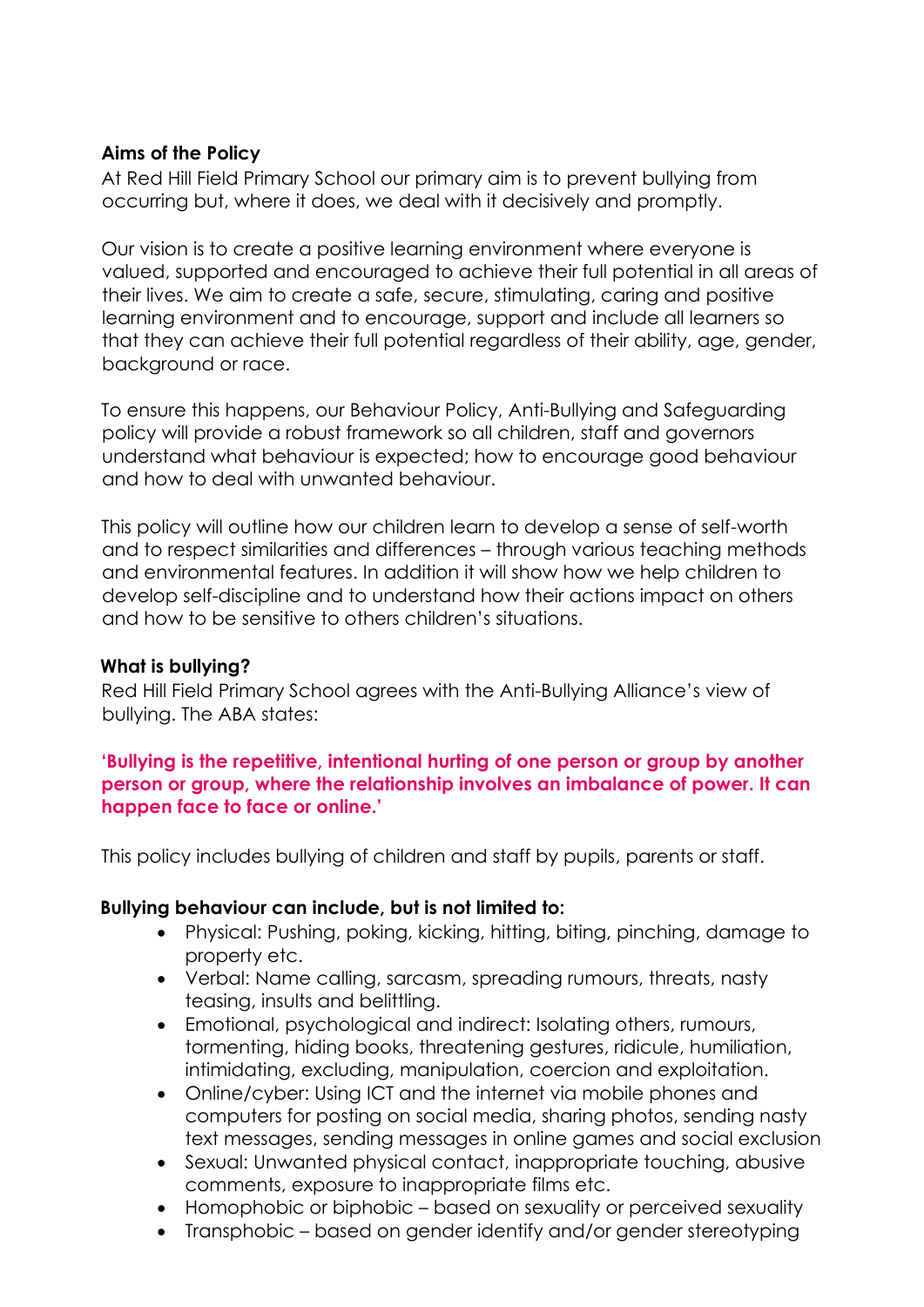**Aims of the Policy**

At Red Hill Field Primary School our primary aim is to prevent bullying from occurring but, where it does, we deal with it decisively and promptly.

Our vision is to create a positive learning environment where everyone is valued, supported and encouraged to achieve their full potential in all areas of their lives. We aim to create a safe, secure, stimulating, caring and positive learning environment and to encourage, support and include all learners so that they can achieve their full potential regardless of their ability, age, gender, background or race.

To ensure this happens, our Behaviour Policy, Anti-Bullying and Safeguarding policy will provide a robust framework so all children, staff and governors understand what behaviour is expected; how to encourage good behaviour and how to deal with unwanted behaviour.

This policy will outline how our children learn to develop a sense of self-worth and to respect similarities and differences – through various teaching methods and environmental features. In addition it will show how we help children to develop self-discipline and to understand how their actions impact on others and how to be sensitive to others children's situations.

**What is bullying?**

Red Hill Field Primary School agrees with the Anti-Bullying Alliance's view of bullying. The ABA states:

**'Bullying is the repetitive, intentional hurting of one person or group by another person or group, where the relationship involves an imbalance of power. It can happen face to face or online.'**

This policy includes bullying of children and staff by pupils, parents or staff.

**Bullying behaviour can include, but is not limited to:**

- Physical: Pushing, poking, kicking, hitting, biting, pinching, damage to property etc.
- Verbal: Name calling, sarcasm, spreading rumours, threats, nasty teasing, insults and belittling.
- Emotional, psychological and indirect: Isolating others, rumours, tormenting, hiding books, threatening gestures, ridicule, humiliation, intimidating, excluding, manipulation, coercion and exploitation.
- Online/cyber: Using ICT and the internet via mobile phones and computers for posting on social media, sharing photos, sending nasty text messages, sending messages in online games and social exclusion
- Sexual: Unwanted physical contact, inappropriate touching, abusive comments, exposure to inappropriate films etc.
- Homophobic or biphobic – based on sexuality or perceived sexuality
- Transphobic – based on gender identify and/or gender stereotyping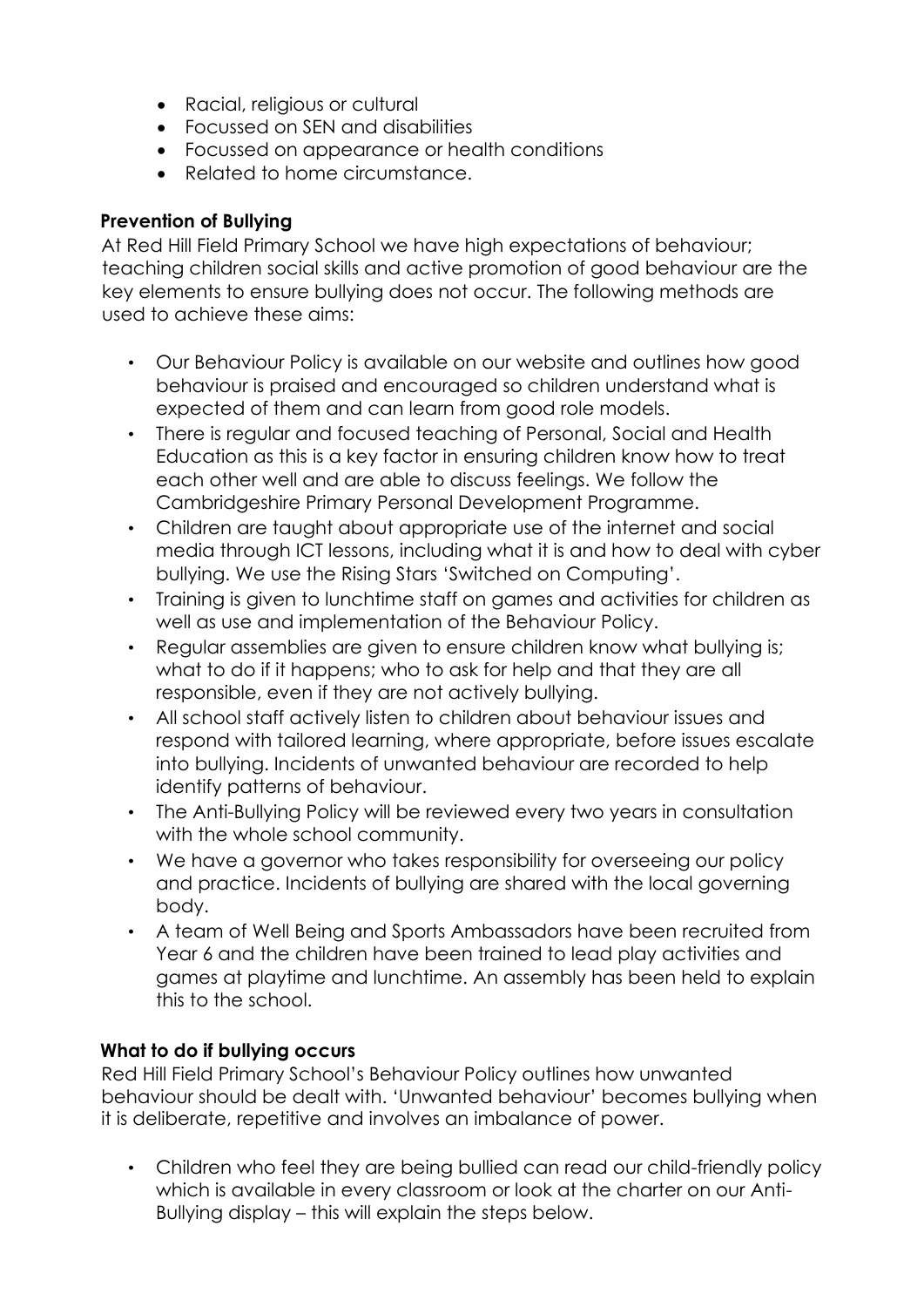- Racial, religious or cultural
- Focussed on SEN and disabilities
- Focussed on appearance or health conditions
- Related to home circumstance.

**Prevention of Bullying**

At Red Hill Field Primary School we have high expectations of behaviour; teaching children social skills and active promotion of good behaviour are the key elements to ensure bullying does not occur. The following methods are used to achieve these aims:

- Our Behaviour Policy is available on our website and outlines how good behaviour is praised and encouraged so children understand what is expected of them and can learn from good role models.
- There is regular and focused teaching of Personal, Social and Health Education as this is a key factor in ensuring children know how to treat each other well and are able to discuss feelings. We follow the Cambridgeshire Primary Personal Development Programme.
- Children are taught about appropriate use of the internet and social media through ICT lessons, including what it is and how to deal with cyber bullying. We use the Rising Stars 'Switched on Computing'.
- Training is given to lunchtime staff on games and activities for children as well as use and implementation of the Behaviour Policy.
- Regular assemblies are given to ensure children know what bullying is; what to do if it happens; who to ask for help and that they are all responsible, even if they are not actively bullying.
- All school staff actively listen to children about behaviour issues and respond with tailored learning, where appropriate, before issues escalate into bullying. Incidents of unwanted behaviour are recorded to help identify patterns of behaviour.
- The Anti-Bullying Policy will be reviewed every two years in consultation with the whole school community.
- We have a governor who takes responsibility for overseeing our policy and practice. Incidents of bullying are shared with the local governing body.
- A team of Well Being and Sports Ambassadors have been recruited from Year 6 and the children have been trained to lead play activities and games at playtime and lunchtime. An assembly has been held to explain this to the school.

**What to do if bullying occurs**

Red Hill Field Primary School's Behaviour Policy outlines how unwanted behaviour should be dealt with. 'Unwanted behaviour' becomes bullying when it is deliberate, repetitive and involves an imbalance of power.

- Children who feel they are being bullied can read our child-friendly policy which is available in every classroom or look at the charter on our Anti-Bullying display – this will explain the steps below.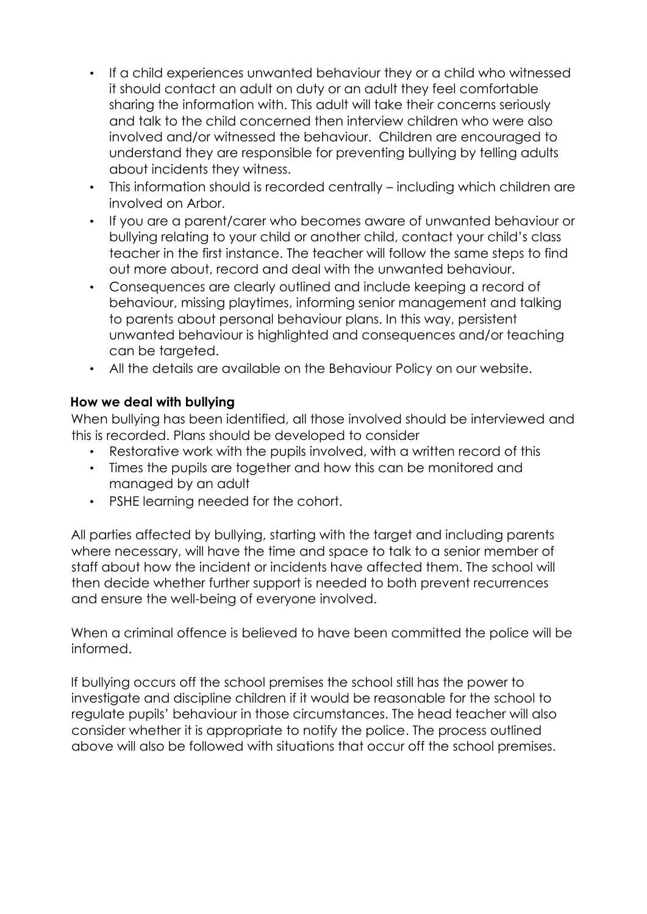- If a child experiences unwanted behaviour they or a child who witnessed it should contact an adult on duty or an adult they feel comfortable sharing the information with. This adult will take their concerns seriously and talk to the child concerned then interview children who were also involved and/or witnessed the behaviour. Children are encouraged to understand they are responsible for preventing bullying by telling adults about incidents they witness.
- This information should is recorded centrally – including which children are involved on Arbor.
- If you are a parent/carer who becomes aware of unwanted behaviour or bullying relating to your child or another child, contact your child's class teacher in the first instance. The teacher will follow the same steps to find out more about, record and deal with the unwanted behaviour.
- Consequences are clearly outlined and include keeping a record of behaviour, missing playtimes, informing senior management and talking to parents about personal behaviour plans. In this way, persistent unwanted behaviour is highlighted and consequences and/or teaching can be targeted.
- All the details are available on the Behaviour Policy on our website.

**How we deal with bullying**

When bullying has been identified, all those involved should be interviewed and this is recorded. Plans should be developed to consider

- Restorative work with the pupils involved, with a written record of this
- Times the pupils are together and how this can be monitored and managed by an adult
- PSHE learning needed for the cohort.

All parties affected by bullying, starting with the target and including parents where necessary, will have the time and space to talk to a senior member of staff about how the incident or incidents have affected them. The school will then decide whether further support is needed to both prevent recurrences and ensure the well-being of everyone involved.

When a criminal offence is believed to have been committed the police will be informed.

If bullying occurs off the school premises the school still has the power to investigate and discipline children if it would be reasonable for the school to regulate pupils' behaviour in those circumstances. The head teacher will also consider whether it is appropriate to notify the police. The process outlined above will also be followed with situations that occur off the school premises.